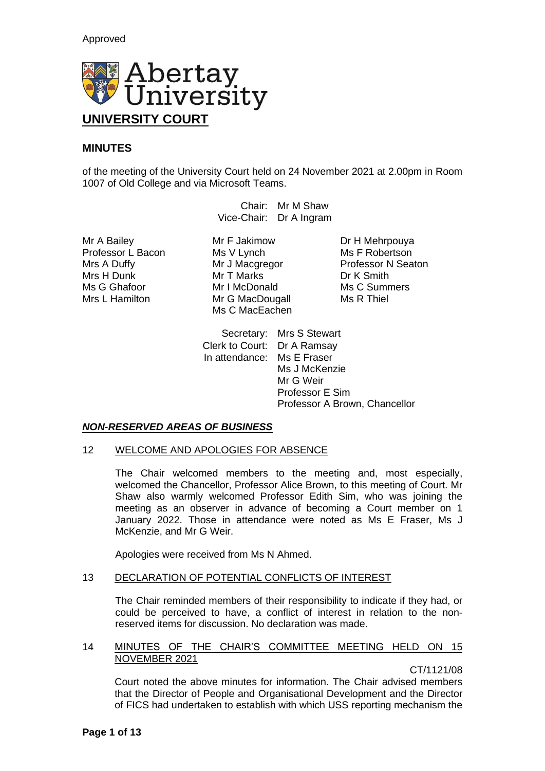Approved

Abertay University

# UNIVERSITY COURT

## MINUTES

of the meeting of the University Court held on 24 November 2021 at 2.00pm in Room 1007 of Old College and via Microsoft Teams.

Chair: Mr M Shaw
Vice-Chair: Dr A Ingram

Mr A Bailey
Professor L Bacon
Mrs A Duffy
Mrs H Dunk
Ms G Ghafoor
Mrs L Hamilton
Mr F Jakimow
Ms V Lynch
Mr J Macgregor
Mr T Marks
Mr I McDonald
Mr G MacDougall
Ms C MacEachen
Dr H Mehrpouya
Ms F Robertson
Professor N Seaton
Dr K Smith
Ms C Summers
Ms R Thiel

Secretary: Mrs S Stewart
Clerk to Court: Dr A Ramsay
In attendance: Ms E Fraser
Ms J McKenzie
Mr G Weir
Professor E Sim
Professor A Brown, Chancellor

### *NON-RESERVED AREAS OF BUSINESS*

#### 12 WELCOME AND APOLOGIES FOR ABSENCE

The Chair welcomed members to the meeting and, most especially, welcomed the Chancellor, Professor Alice Brown, to this meeting of Court. Mr Shaw also warmly welcomed Professor Edith Sim, who was joining the meeting as an observer in advance of becoming a Court member on 1 January 2022. Those in attendance were noted as Ms E Fraser, Ms J McKenzie, and Mr G Weir.

Apologies were received from Ms N Ahmed.

#### 13 DECLARATION OF POTENTIAL CONFLICTS OF INTEREST

The Chair reminded members of their responsibility to indicate if they had, or could be perceived to have, a conflict of interest in relation to the non-reserved items for discussion. No declaration was made.

#### 14 MINUTES OF THE CHAIR'S COMMITTEE MEETING HELD ON 15 NOVEMBER 2021

CT/1121/08

Court noted the above minutes for information. The Chair advised members that the Director of People and Organisational Development and the Director of FICS had undertaken to establish with which USS reporting mechanism the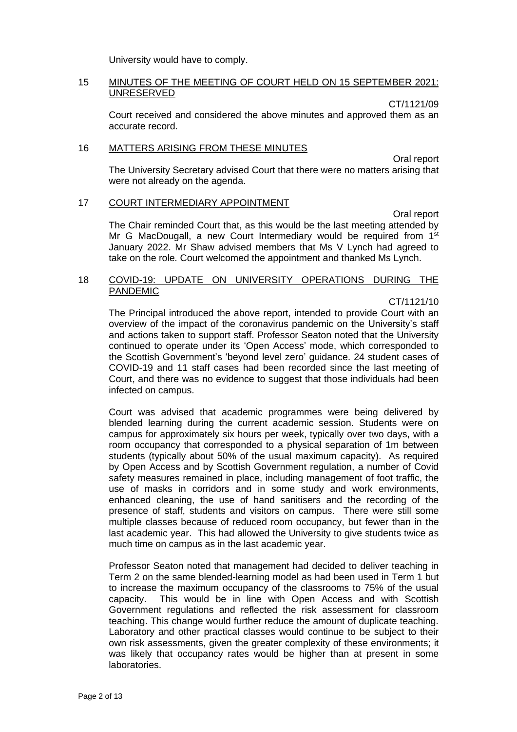University would have to comply.

## 15 MINUTES OF THE MEETING OF COURT HELD ON 15 SEPTEMBER 2021: UNRESERVED

CT/1121/09

Court received and considered the above minutes and approved them as an accurate record.

## 16 MATTERS ARISING FROM THESE MINUTES

Oral report

The University Secretary advised Court that there were no matters arising that were not already on the agenda.

## 17 COURT INTERMEDIARY APPOINTMENT

Oral report

The Chair reminded Court that, as this would be the last meeting attended by Mr G MacDougall, a new Court Intermediary would be required from 1st January 2022. Mr Shaw advised members that Ms V Lynch had agreed to take on the role. Court welcomed the appointment and thanked Ms Lynch.

## 18 COVID-19: UPDATE ON UNIVERSITY OPERATIONS DURING THE PANDEMIC

CT/1121/10

The Principal introduced the above report, intended to provide Court with an overview of the impact of the coronavirus pandemic on the University's staff and actions taken to support staff. Professor Seaton noted that the University continued to operate under its 'Open Access' mode, which corresponded to the Scottish Government's 'beyond level zero' guidance. 24 student cases of COVID-19 and 11 staff cases had been recorded since the last meeting of Court, and there was no evidence to suggest that those individuals had been infected on campus.

Court was advised that academic programmes were being delivered by blended learning during the current academic session. Students were on campus for approximately six hours per week, typically over two days, with a room occupancy that corresponded to a physical separation of 1m between students (typically about 50% of the usual maximum capacity). As required by Open Access and by Scottish Government regulation, a number of Covid safety measures remained in place, including management of foot traffic, the use of masks in corridors and in some study and work environments, enhanced cleaning, the use of hand sanitisers and the recording of the presence of staff, students and visitors on campus. There were still some multiple classes because of reduced room occupancy, but fewer than in the last academic year. This had allowed the University to give students twice as much time on campus as in the last academic year.

Professor Seaton noted that management had decided to deliver teaching in Term 2 on the same blended-learning model as had been used in Term 1 but to increase the maximum occupancy of the classrooms to 75% of the usual capacity. This would be in line with Open Access and with Scottish Government regulations and reflected the risk assessment for classroom teaching. This change would further reduce the amount of duplicate teaching. Laboratory and other practical classes would continue to be subject to their own risk assessments, given the greater complexity of these environments; it was likely that occupancy rates would be higher than at present in some laboratories.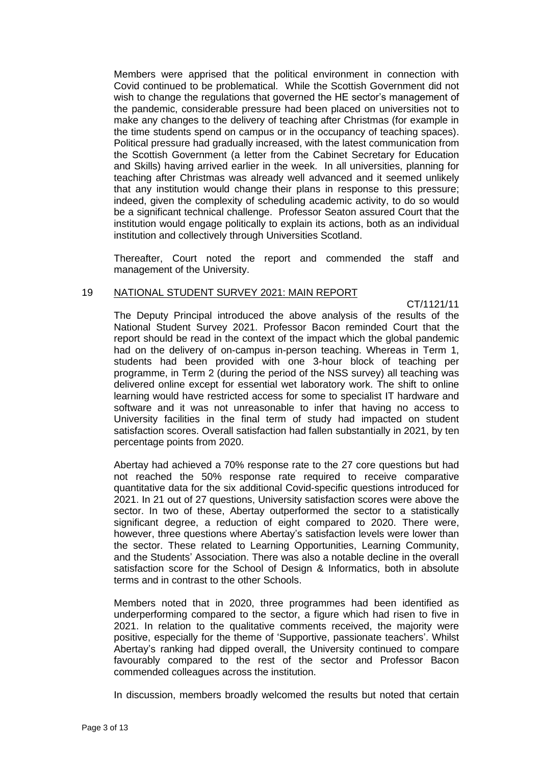Members were apprised that the political environment in connection with Covid continued to be problematical. While the Scottish Government did not wish to change the regulations that governed the HE sector's management of the pandemic, considerable pressure had been placed on universities not to make any changes to the delivery of teaching after Christmas (for example in the time students spend on campus or in the occupancy of teaching spaces). Political pressure had gradually increased, with the latest communication from the Scottish Government (a letter from the Cabinet Secretary for Education and Skills) having arrived earlier in the week. In all universities, planning for teaching after Christmas was already well advanced and it seemed unlikely that any institution would change their plans in response to this pressure; indeed, given the complexity of scheduling academic activity, to do so would be a significant technical challenge. Professor Seaton assured Court that the institution would engage politically to explain its actions, both as an individual institution and collectively through Universities Scotland.

Thereafter, Court noted the report and commended the staff and management of the University.

## 19 NATIONAL STUDENT SURVEY 2021: MAIN REPORT

CT/1121/11

The Deputy Principal introduced the above analysis of the results of the National Student Survey 2021. Professor Bacon reminded Court that the report should be read in the context of the impact which the global pandemic had on the delivery of on-campus in-person teaching. Whereas in Term 1, students had been provided with one 3-hour block of teaching per programme, in Term 2 (during the period of the NSS survey) all teaching was delivered online except for essential wet laboratory work. The shift to online learning would have restricted access for some to specialist IT hardware and software and it was not unreasonable to infer that having no access to University facilities in the final term of study had impacted on student satisfaction scores. Overall satisfaction had fallen substantially in 2021, by ten percentage points from 2020.

Abertay had achieved a 70% response rate to the 27 core questions but had not reached the 50% response rate required to receive comparative quantitative data for the six additional Covid-specific questions introduced for 2021. In 21 out of 27 questions, University satisfaction scores were above the sector. In two of these, Abertay outperformed the sector to a statistically significant degree, a reduction of eight compared to 2020. There were, however, three questions where Abertay's satisfaction levels were lower than the sector. These related to Learning Opportunities, Learning Community, and the Students' Association. There was also a notable decline in the overall satisfaction score for the School of Design & Informatics, both in absolute terms and in contrast to the other Schools.

Members noted that in 2020, three programmes had been identified as underperforming compared to the sector, a figure which had risen to five in 2021. In relation to the qualitative comments received, the majority were positive, especially for the theme of 'Supportive, passionate teachers'. Whilst Abertay's ranking had dipped overall, the University continued to compare favourably compared to the rest of the sector and Professor Bacon commended colleagues across the institution.

In discussion, members broadly welcomed the results but noted that certain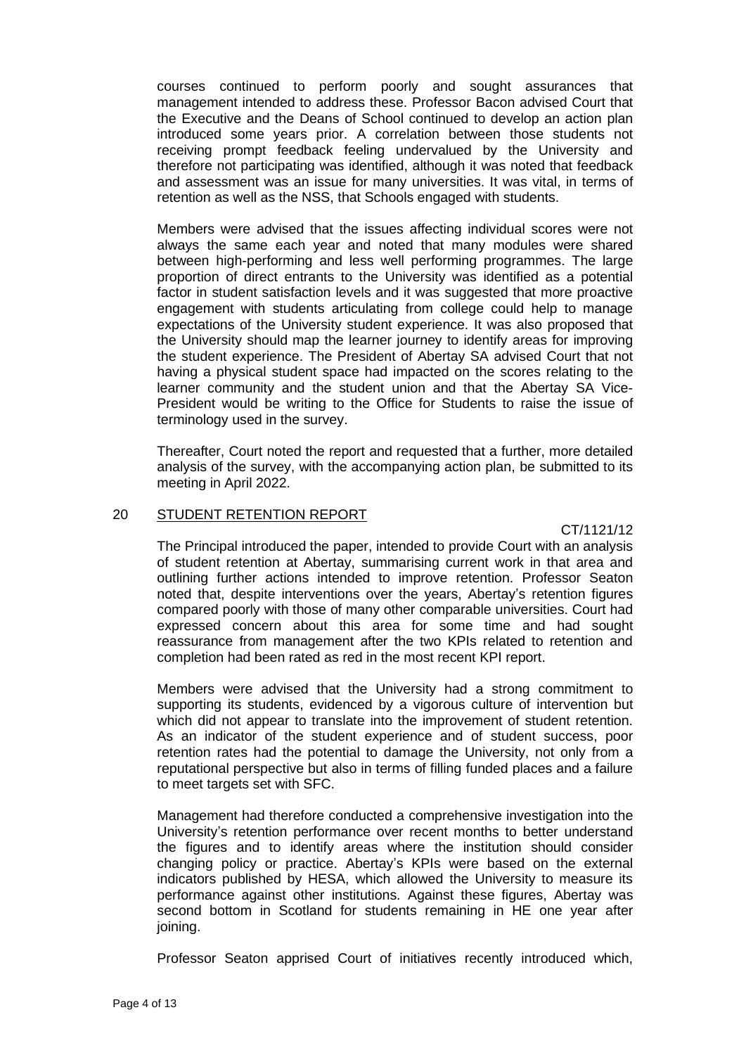courses continued to perform poorly and sought assurances that management intended to address these. Professor Bacon advised Court that the Executive and the Deans of School continued to develop an action plan introduced some years prior. A correlation between those students not receiving prompt feedback feeling undervalued by the University and therefore not participating was identified, although it was noted that feedback and assessment was an issue for many universities. It was vital, in terms of retention as well as the NSS, that Schools engaged with students.

Members were advised that the issues affecting individual scores were not always the same each year and noted that many modules were shared between high-performing and less well performing programmes. The large proportion of direct entrants to the University was identified as a potential factor in student satisfaction levels and it was suggested that more proactive engagement with students articulating from college could help to manage expectations of the University student experience. It was also proposed that the University should map the learner journey to identify areas for improving the student experience. The President of Abertay SA advised Court that not having a physical student space had impacted on the scores relating to the learner community and the student union and that the Abertay SA Vice-President would be writing to the Office for Students to raise the issue of terminology used in the survey.

Thereafter, Court noted the report and requested that a further, more detailed analysis of the survey, with the accompanying action plan, be submitted to its meeting in April 2022.

## 20 STUDENT RETENTION REPORT

CT/1121/12

The Principal introduced the paper, intended to provide Court with an analysis of student retention at Abertay, summarising current work in that area and outlining further actions intended to improve retention. Professor Seaton noted that, despite interventions over the years, Abertay's retention figures compared poorly with those of many other comparable universities. Court had expressed concern about this area for some time and had sought reassurance from management after the two KPIs related to retention and completion had been rated as red in the most recent KPI report.

Members were advised that the University had a strong commitment to supporting its students, evidenced by a vigorous culture of intervention but which did not appear to translate into the improvement of student retention. As an indicator of the student experience and of student success, poor retention rates had the potential to damage the University, not only from a reputational perspective but also in terms of filling funded places and a failure to meet targets set with SFC.

Management had therefore conducted a comprehensive investigation into the University's retention performance over recent months to better understand the figures and to identify areas where the institution should consider changing policy or practice. Abertay's KPIs were based on the external indicators published by HESA, which allowed the University to measure its performance against other institutions. Against these figures, Abertay was second bottom in Scotland for students remaining in HE one year after joining.

Professor Seaton apprised Court of initiatives recently introduced which,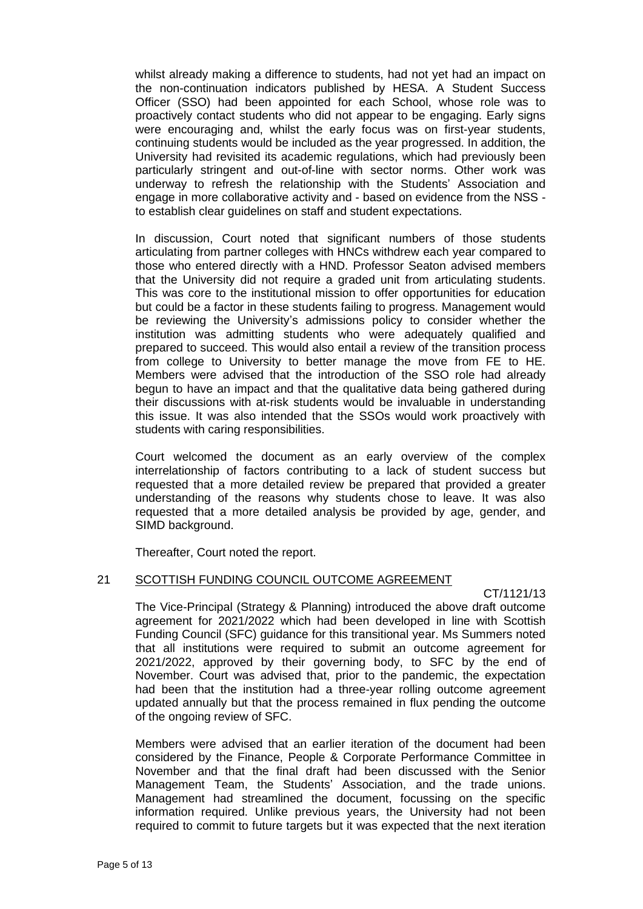whilst already making a difference to students, had not yet had an impact on the non-continuation indicators published by HESA. A Student Success Officer (SSO) had been appointed for each School, whose role was to proactively contact students who did not appear to be engaging. Early signs were encouraging and, whilst the early focus was on first-year students, continuing students would be included as the year progressed. In addition, the University had revisited its academic regulations, which had previously been particularly stringent and out-of-line with sector norms. Other work was underway to refresh the relationship with the Students' Association and engage in more collaborative activity and - based on evidence from the NSS - to establish clear guidelines on staff and student expectations.

In discussion, Court noted that significant numbers of those students articulating from partner colleges with HNCs withdrew each year compared to those who entered directly with a HND. Professor Seaton advised members that the University did not require a graded unit from articulating students. This was core to the institutional mission to offer opportunities for education but could be a factor in these students failing to progress. Management would be reviewing the University's admissions policy to consider whether the institution was admitting students who were adequately qualified and prepared to succeed. This would also entail a review of the transition process from college to University to better manage the move from FE to HE. Members were advised that the introduction of the SSO role had already begun to have an impact and that the qualitative data being gathered during their discussions with at-risk students would be invaluable in understanding this issue. It was also intended that the SSOs would work proactively with students with caring responsibilities.

Court welcomed the document as an early overview of the complex interrelationship of factors contributing to a lack of student success but requested that a more detailed review be prepared that provided a greater understanding of the reasons why students chose to leave. It was also requested that a more detailed analysis be provided by age, gender, and SIMD background.

Thereafter, Court noted the report.

## 21 SCOTTISH FUNDING COUNCIL OUTCOME AGREEMENT

CT/1121/13

The Vice-Principal (Strategy & Planning) introduced the above draft outcome agreement for 2021/2022 which had been developed in line with Scottish Funding Council (SFC) guidance for this transitional year. Ms Summers noted that all institutions were required to submit an outcome agreement for 2021/2022, approved by their governing body, to SFC by the end of November. Court was advised that, prior to the pandemic, the expectation had been that the institution had a three-year rolling outcome agreement updated annually but that the process remained in flux pending the outcome of the ongoing review of SFC.

Members were advised that an earlier iteration of the document had been considered by the Finance, People & Corporate Performance Committee in November and that the final draft had been discussed with the Senior Management Team, the Students' Association, and the trade unions. Management had streamlined the document, focussing on the specific information required. Unlike previous years, the University had not been required to commit to future targets but it was expected that the next iteration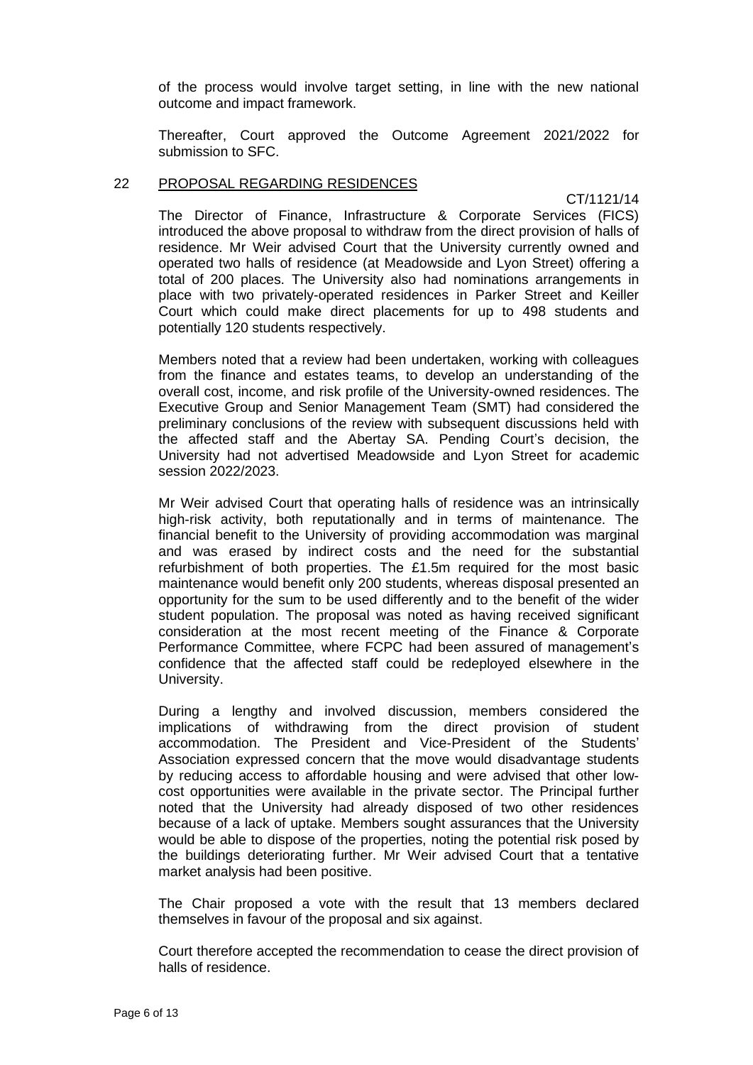of the process would involve target setting, in line with the new national outcome and impact framework.

Thereafter, Court approved the Outcome Agreement 2021/2022 for submission to SFC.

## 22 PROPOSAL REGARDING RESIDENCES

CT/1121/14

The Director of Finance, Infrastructure & Corporate Services (FICS) introduced the above proposal to withdraw from the direct provision of halls of residence. Mr Weir advised Court that the University currently owned and operated two halls of residence (at Meadowside and Lyon Street) offering a total of 200 places. The University also had nominations arrangements in place with two privately-operated residences in Parker Street and Keiller Court which could make direct placements for up to 498 students and potentially 120 students respectively.

Members noted that a review had been undertaken, working with colleagues from the finance and estates teams, to develop an understanding of the overall cost, income, and risk profile of the University-owned residences. The Executive Group and Senior Management Team (SMT) had considered the preliminary conclusions of the review with subsequent discussions held with the affected staff and the Abertay SA. Pending Court's decision, the University had not advertised Meadowside and Lyon Street for academic session 2022/2023.

Mr Weir advised Court that operating halls of residence was an intrinsically high-risk activity, both reputationally and in terms of maintenance. The financial benefit to the University of providing accommodation was marginal and was erased by indirect costs and the need for the substantial refurbishment of both properties. The £1.5m required for the most basic maintenance would benefit only 200 students, whereas disposal presented an opportunity for the sum to be used differently and to the benefit of the wider student population. The proposal was noted as having received significant consideration at the most recent meeting of the Finance & Corporate Performance Committee, where FCPC had been assured of management's confidence that the affected staff could be redeployed elsewhere in the University.

During a lengthy and involved discussion, members considered the implications of withdrawing from the direct provision of student accommodation. The President and Vice-President of the Students' Association expressed concern that the move would disadvantage students by reducing access to affordable housing and were advised that other low-cost opportunities were available in the private sector. The Principal further noted that the University had already disposed of two other residences because of a lack of uptake. Members sought assurances that the University would be able to dispose of the properties, noting the potential risk posed by the buildings deteriorating further. Mr Weir advised Court that a tentative market analysis had been positive.

The Chair proposed a vote with the result that 13 members declared themselves in favour of the proposal and six against.

Court therefore accepted the recommendation to cease the direct provision of halls of residence.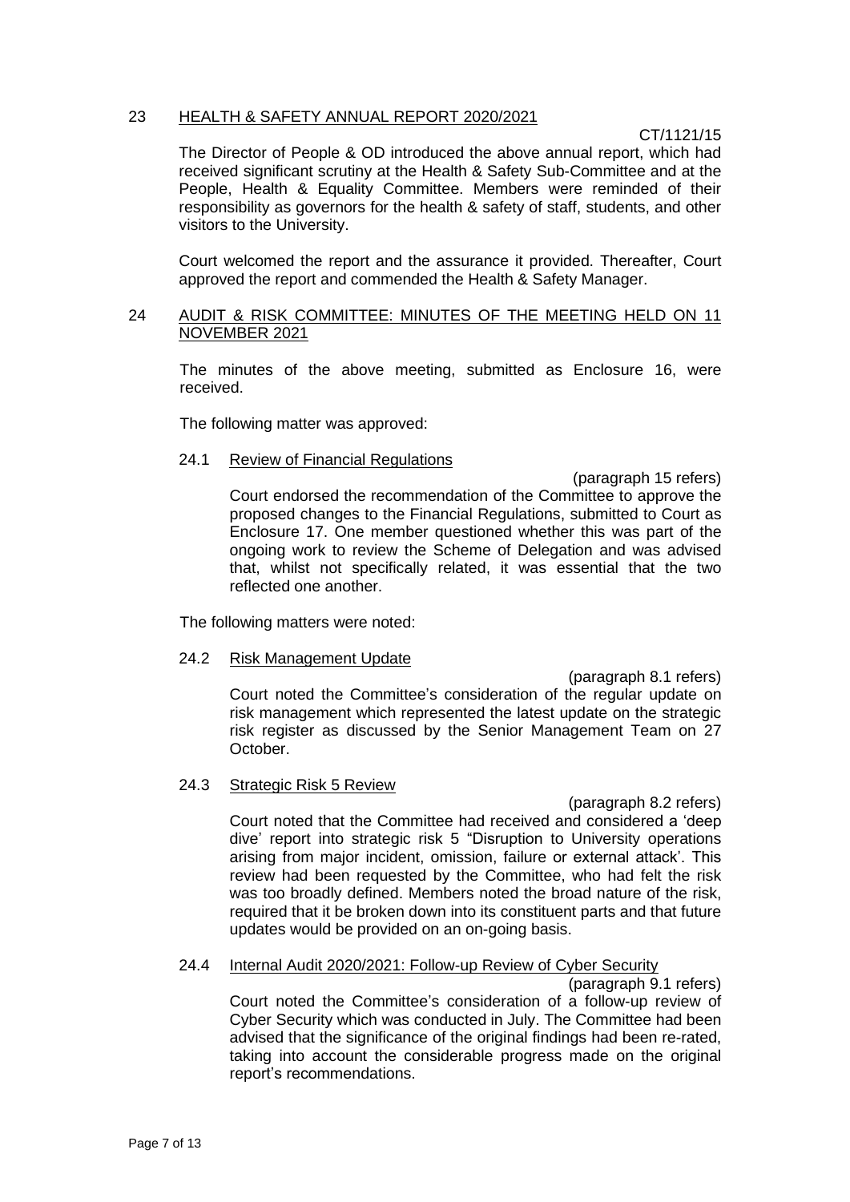## 23 HEALTH & SAFETY ANNUAL REPORT 2020/2021

CT/1121/15

The Director of People & OD introduced the above annual report, which had received significant scrutiny at the Health & Safety Sub-Committee and at the People, Health & Equality Committee. Members were reminded of their responsibility as governors for the health & safety of staff, students, and other visitors to the University.

Court welcomed the report and the assurance it provided. Thereafter, Court approved the report and commended the Health & Safety Manager.

## 24 AUDIT & RISK COMMITTEE: MINUTES OF THE MEETING HELD ON 11 NOVEMBER 2021

The minutes of the above meeting, submitted as Enclosure 16, were received.

The following matter was approved:

### 24.1 Review of Financial Regulations

(paragraph 15 refers)

Court endorsed the recommendation of the Committee to approve the proposed changes to the Financial Regulations, submitted to Court as Enclosure 17. One member questioned whether this was part of the ongoing work to review the Scheme of Delegation and was advised that, whilst not specifically related, it was essential that the two reflected one another.

The following matters were noted:

### 24.2 Risk Management Update

(paragraph 8.1 refers)

Court noted the Committee's consideration of the regular update on risk management which represented the latest update on the strategic risk register as discussed by the Senior Management Team on 27 October.

### 24.3 Strategic Risk 5 Review

(paragraph 8.2 refers)

Court noted that the Committee had received and considered a 'deep dive' report into strategic risk 5 "Disruption to University operations arising from major incident, omission, failure or external attack'. This review had been requested by the Committee, who had felt the risk was too broadly defined. Members noted the broad nature of the risk, required that it be broken down into its constituent parts and that future updates would be provided on an on-going basis.

### 24.4 Internal Audit 2020/2021: Follow-up Review of Cyber Security

(paragraph 9.1 refers)

Court noted the Committee's consideration of a follow-up review of Cyber Security which was conducted in July. The Committee had been advised that the significance of the original findings had been re-rated, taking into account the considerable progress made on the original report's recommendations.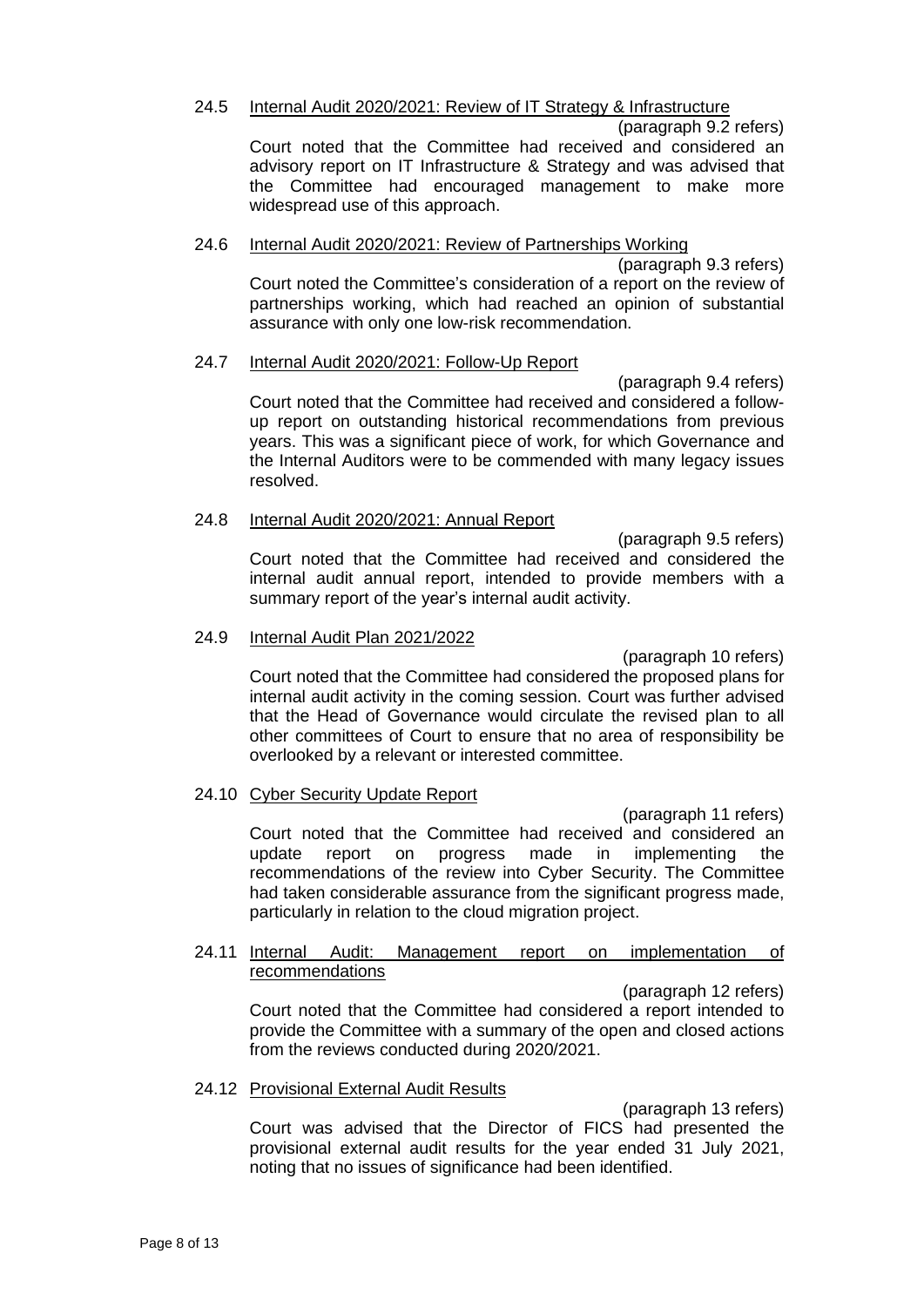24.5 <u>Internal Audit 2020/2021: Review of IT Strategy & Infrastructure</u>

(paragraph 9.2 refers)

Court noted that the Committee had received and considered an advisory report on IT Infrastructure & Strategy and was advised that the Committee had encouraged management to make more widespread use of this approach.

24.6 <u>Internal Audit 2020/2021: Review of Partnerships Working</u>

(paragraph 9.3 refers)

Court noted the Committee's consideration of a report on the review of partnerships working, which had reached an opinion of substantial assurance with only one low-risk recommendation.

24.7 <u>Internal Audit 2020/2021: Follow-Up Report</u>

(paragraph 9.4 refers)

Court noted that the Committee had received and considered a follow-up report on outstanding historical recommendations from previous years. This was a significant piece of work, for which Governance and the Internal Auditors were to be commended with many legacy issues resolved.

24.8 <u>Internal Audit 2020/2021: Annual Report</u>

(paragraph 9.5 refers)

Court noted that the Committee had received and considered the internal audit annual report, intended to provide members with a summary report of the year's internal audit activity.

24.9 <u>Internal Audit Plan 2021/2022</u>

(paragraph 10 refers)

Court noted that the Committee had considered the proposed plans for internal audit activity in the coming session. Court was further advised that the Head of Governance would circulate the revised plan to all other committees of Court to ensure that no area of responsibility be overlooked by a relevant or interested committee.

24.10 <u>Cyber Security Update Report</u>

(paragraph 11 refers)

Court noted that the Committee had received and considered an update report on progress made in implementing the recommendations of the review into Cyber Security. The Committee had taken considerable assurance from the significant progress made, particularly in relation to the cloud migration project.

24.11 <u>Internal Audit: Management report on implementation of recommendations</u>

(paragraph 12 refers)

Court noted that the Committee had considered a report intended to provide the Committee with a summary of the open and closed actions from the reviews conducted during 2020/2021.

24.12 <u>Provisional External Audit Results</u>

(paragraph 13 refers)

Court was advised that the Director of FICS had presented the provisional external audit results for the year ended 31 July 2021, noting that no issues of significance had been identified.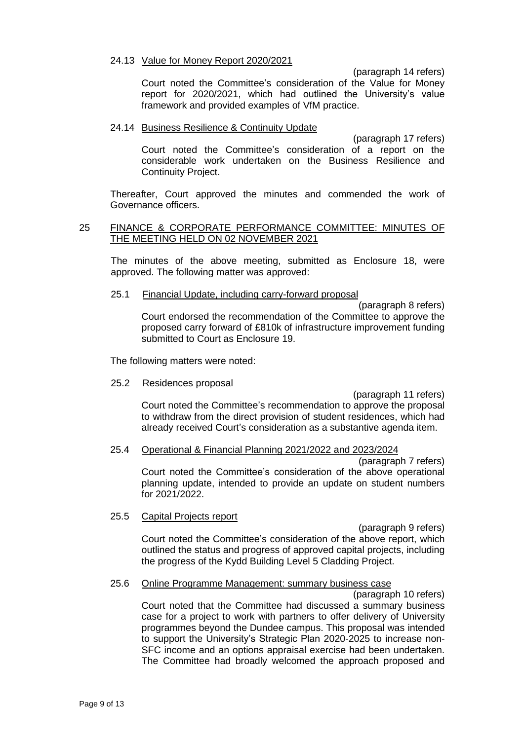24.13 Value for Money Report 2020/2021

(paragraph 14 refers)

Court noted the Committee's consideration of the Value for Money report for 2020/2021, which had outlined the University's value framework and provided examples of VfM practice.

24.14 Business Resilience & Continuity Update

(paragraph 17 refers)

Court noted the Committee's consideration of a report on the considerable work undertaken on the Business Resilience and Continuity Project.

Thereafter, Court approved the minutes and commended the work of Governance officers.

## 25 FINANCE & CORPORATE PERFORMANCE COMMITTEE: MINUTES OF THE MEETING HELD ON 02 NOVEMBER 2021

The minutes of the above meeting, submitted as Enclosure 18, were approved. The following matter was approved:

25.1 Financial Update, including carry-forward proposal

(paragraph 8 refers)

Court endorsed the recommendation of the Committee to approve the proposed carry forward of £810k of infrastructure improvement funding submitted to Court as Enclosure 19.

The following matters were noted:

25.2 Residences proposal

(paragraph 11 refers)

Court noted the Committee's recommendation to approve the proposal to withdraw from the direct provision of student residences, which had already received Court's consideration as a substantive agenda item.

25.4 Operational & Financial Planning 2021/2022 and 2023/2024

(paragraph 7 refers)

Court noted the Committee's consideration of the above operational planning update, intended to provide an update on student numbers for 2021/2022.

25.5 Capital Projects report

(paragraph 9 refers)

Court noted the Committee's consideration of the above report, which outlined the status and progress of approved capital projects, including the progress of the Kydd Building Level 5 Cladding Project.

25.6 Online Programme Management: summary business case

(paragraph 10 refers)

Court noted that the Committee had discussed a summary business case for a project to work with partners to offer delivery of University programmes beyond the Dundee campus. This proposal was intended to support the University's Strategic Plan 2020-2025 to increase non-SFC income and an options appraisal exercise had been undertaken. The Committee had broadly welcomed the approach proposed and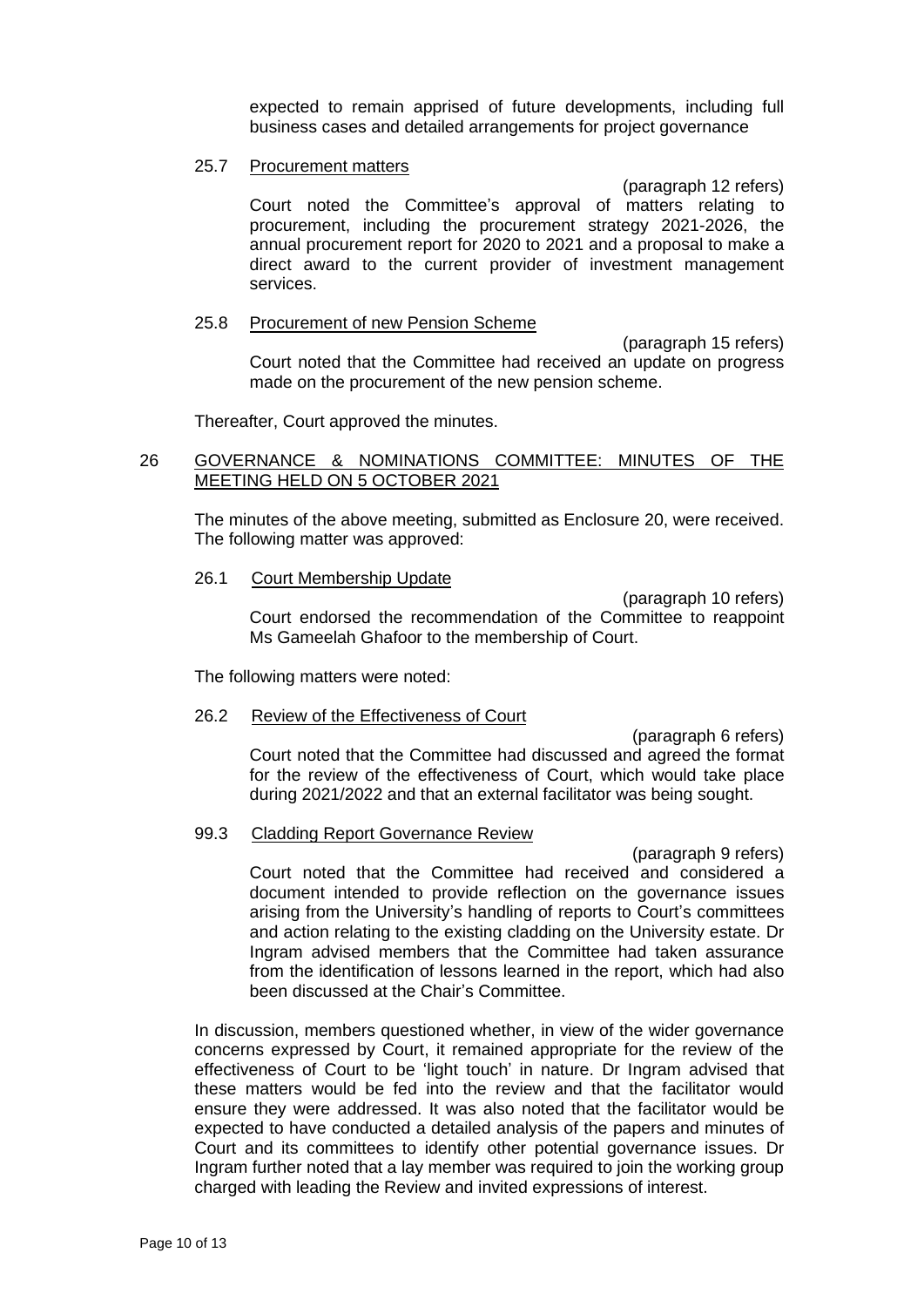expected to remain apprised of future developments, including full business cases and detailed arrangements for project governance

25.7 Procurement matters

(paragraph 12 refers)

Court noted the Committee's approval of matters relating to procurement, including the procurement strategy 2021-2026, the annual procurement report for 2020 to 2021 and a proposal to make a direct award to the current provider of investment management services.

25.8 Procurement of new Pension Scheme

(paragraph 15 refers)

Court noted that the Committee had received an update on progress made on the procurement of the new pension scheme.

Thereafter, Court approved the minutes.

## 26 GOVERNANCE & NOMINATIONS COMMITTEE: MINUTES OF THE MEETING HELD ON 5 OCTOBER 2021

The minutes of the above meeting, submitted as Enclosure 20, were received. The following matter was approved:

26.1 Court Membership Update

(paragraph 10 refers)

Court endorsed the recommendation of the Committee to reappoint Ms Gameelah Ghafoor to the membership of Court.

The following matters were noted:

26.2 Review of the Effectiveness of Court

(paragraph 6 refers)

Court noted that the Committee had discussed and agreed the format for the review of the effectiveness of Court, which would take place during 2021/2022 and that an external facilitator was being sought.

99.3 Cladding Report Governance Review

(paragraph 9 refers)

Court noted that the Committee had received and considered a document intended to provide reflection on the governance issues arising from the University's handling of reports to Court's committees and action relating to the existing cladding on the University estate. Dr Ingram advised members that the Committee had taken assurance from the identification of lessons learned in the report, which had also been discussed at the Chair's Committee.

In discussion, members questioned whether, in view of the wider governance concerns expressed by Court, it remained appropriate for the review of the effectiveness of Court to be 'light touch' in nature. Dr Ingram advised that these matters would be fed into the review and that the facilitator would ensure they were addressed. It was also noted that the facilitator would be expected to have conducted a detailed analysis of the papers and minutes of Court and its committees to identify other potential governance issues. Dr Ingram further noted that a lay member was required to join the working group charged with leading the Review and invited expressions of interest.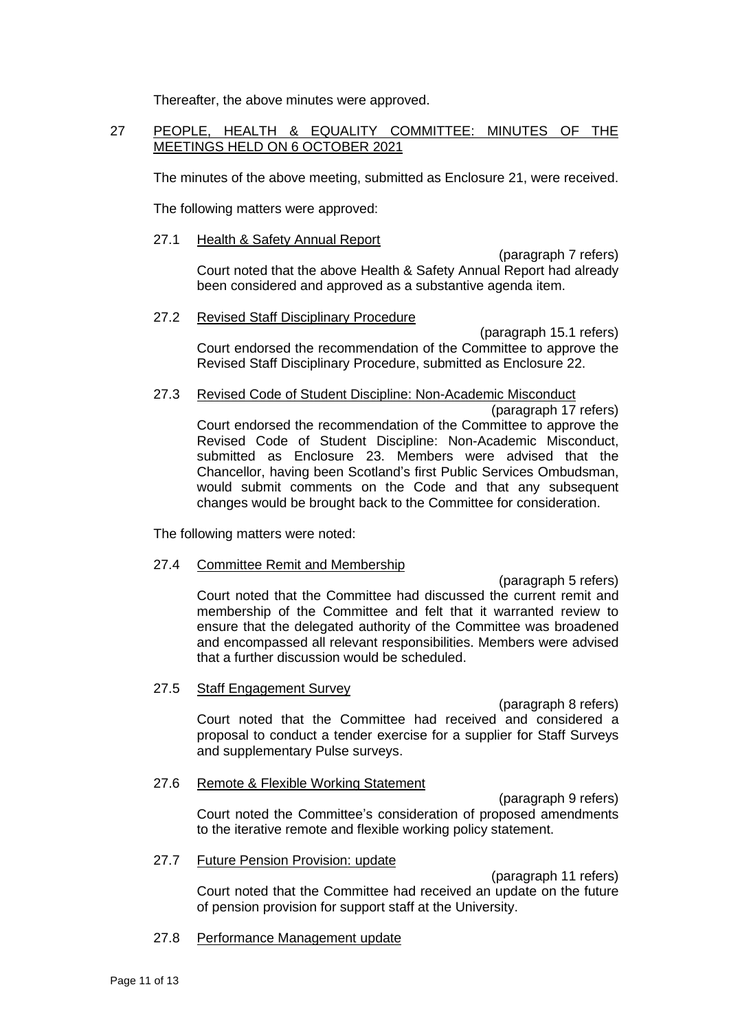Thereafter, the above minutes were approved.

## 27 PEOPLE, HEALTH & EQUALITY COMMITTEE: MINUTES OF THE MEETINGS HELD ON 6 OCTOBER 2021

The minutes of the above meeting, submitted as Enclosure 21, were received.

The following matters were approved:

### 27.1 Health & Safety Annual Report

(paragraph 7 refers)

Court noted that the above Health & Safety Annual Report had already been considered and approved as a substantive agenda item.

### 27.2 Revised Staff Disciplinary Procedure

(paragraph 15.1 refers)

Court endorsed the recommendation of the Committee to approve the Revised Staff Disciplinary Procedure, submitted as Enclosure 22.

### 27.3 Revised Code of Student Discipline: Non-Academic Misconduct

(paragraph 17 refers)

Court endorsed the recommendation of the Committee to approve the Revised Code of Student Discipline: Non-Academic Misconduct, submitted as Enclosure 23. Members were advised that the Chancellor, having been Scotland's first Public Services Ombudsman, would submit comments on the Code and that any subsequent changes would be brought back to the Committee for consideration.

The following matters were noted:

### 27.4 Committee Remit and Membership

(paragraph 5 refers)

Court noted that the Committee had discussed the current remit and membership of the Committee and felt that it warranted review to ensure that the delegated authority of the Committee was broadened and encompassed all relevant responsibilities. Members were advised that a further discussion would be scheduled.

### 27.5 Staff Engagement Survey

(paragraph 8 refers)

Court noted that the Committee had received and considered a proposal to conduct a tender exercise for a supplier for Staff Surveys and supplementary Pulse surveys.

### 27.6 Remote & Flexible Working Statement

(paragraph 9 refers)

Court noted the Committee's consideration of proposed amendments to the iterative remote and flexible working policy statement.

### 27.7 Future Pension Provision: update

(paragraph 11 refers)

Court noted that the Committee had received an update on the future of pension provision for support staff at the University.

### 27.8 Performance Management update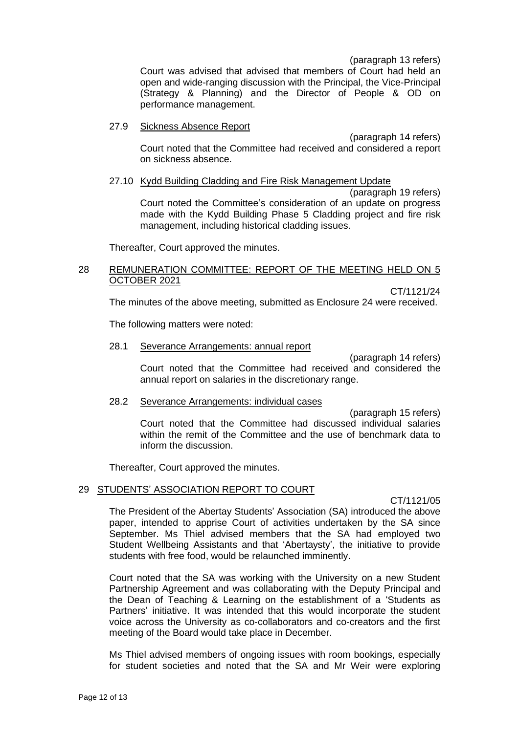(paragraph 13 refers)

Court was advised that advised that members of Court had held an open and wide-ranging discussion with the Principal, the Vice-Principal (Strategy & Planning) and the Director of People & OD on performance management.

27.9 Sickness Absence Report

(paragraph 14 refers)

Court noted that the Committee had received and considered a report on sickness absence.

27.10 Kydd Building Cladding and Fire Risk Management Update

(paragraph 19 refers)

Court noted the Committee's consideration of an update on progress made with the Kydd Building Phase 5 Cladding project and fire risk management, including historical cladding issues.

Thereafter, Court approved the minutes.

## 28 REMUNERATION COMMITTEE: REPORT OF THE MEETING HELD ON 5 OCTOBER 2021

CT/1121/24

The minutes of the above meeting, submitted as Enclosure 24 were received.

The following matters were noted:

28.1 Severance Arrangements: annual report

(paragraph 14 refers)

Court noted that the Committee had received and considered the annual report on salaries in the discretionary range.

28.2 Severance Arrangements: individual cases

(paragraph 15 refers)

Court noted that the Committee had discussed individual salaries within the remit of the Committee and the use of benchmark data to inform the discussion.

Thereafter, Court approved the minutes.

## 29 STUDENTS' ASSOCIATION REPORT TO COURT

CT/1121/05

The President of the Abertay Students' Association (SA) introduced the above paper, intended to apprise Court of activities undertaken by the SA since September. Ms Thiel advised members that the SA had employed two Student Wellbeing Assistants and that 'Abertaysty', the initiative to provide students with free food, would be relaunched imminently.

Court noted that the SA was working with the University on a new Student Partnership Agreement and was collaborating with the Deputy Principal and the Dean of Teaching & Learning on the establishment of a 'Students as Partners' initiative. It was intended that this would incorporate the student voice across the University as co-collaborators and co-creators and the first meeting of the Board would take place in December.

Ms Thiel advised members of ongoing issues with room bookings, especially for student societies and noted that the SA and Mr Weir were exploring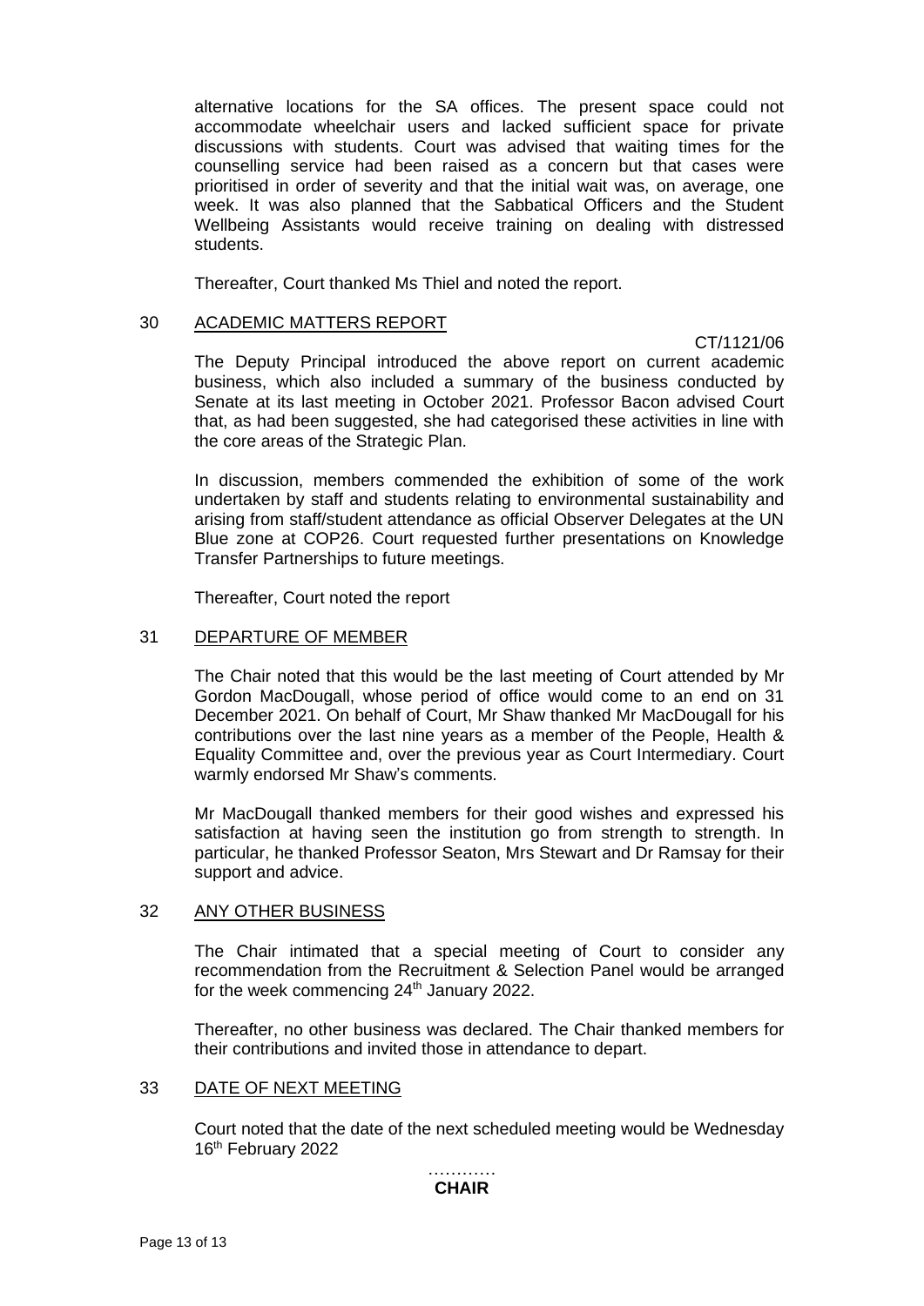alternative locations for the SA offices. The present space could not accommodate wheelchair users and lacked sufficient space for private discussions with students. Court was advised that waiting times for the counselling service had been raised as a concern but that cases were prioritised in order of severity and that the initial wait was, on average, one week. It was also planned that the Sabbatical Officers and the Student Wellbeing Assistants would receive training on dealing with distressed students.

Thereafter, Court thanked Ms Thiel and noted the report.

## 30 ACADEMIC MATTERS REPORT

CT/1121/06

The Deputy Principal introduced the above report on current academic business, which also included a summary of the business conducted by Senate at its last meeting in October 2021. Professor Bacon advised Court that, as had been suggested, she had categorised these activities in line with the core areas of the Strategic Plan.

In discussion, members commended the exhibition of some of the work undertaken by staff and students relating to environmental sustainability and arising from staff/student attendance as official Observer Delegates at the UN Blue zone at COP26. Court requested further presentations on Knowledge Transfer Partnerships to future meetings.

Thereafter, Court noted the report

## 31 DEPARTURE OF MEMBER

The Chair noted that this would be the last meeting of Court attended by Mr Gordon MacDougall, whose period of office would come to an end on 31 December 2021. On behalf of Court, Mr Shaw thanked Mr MacDougall for his contributions over the last nine years as a member of the People, Health & Equality Committee and, over the previous year as Court Intermediary. Court warmly endorsed Mr Shaw's comments.

Mr MacDougall thanked members for their good wishes and expressed his satisfaction at having seen the institution go from strength to strength. In particular, he thanked Professor Seaton, Mrs Stewart and Dr Ramsay for their support and advice.

## 32 ANY OTHER BUSINESS

The Chair intimated that a special meeting of Court to consider any recommendation from the Recruitment & Selection Panel would be arranged for the week commencing 24th January 2022.

Thereafter, no other business was declared. The Chair thanked members for their contributions and invited those in attendance to depart.

## 33 DATE OF NEXT MEETING

Court noted that the date of the next scheduled meeting would be Wednesday 16th February 2022

…………

**CHAIR**